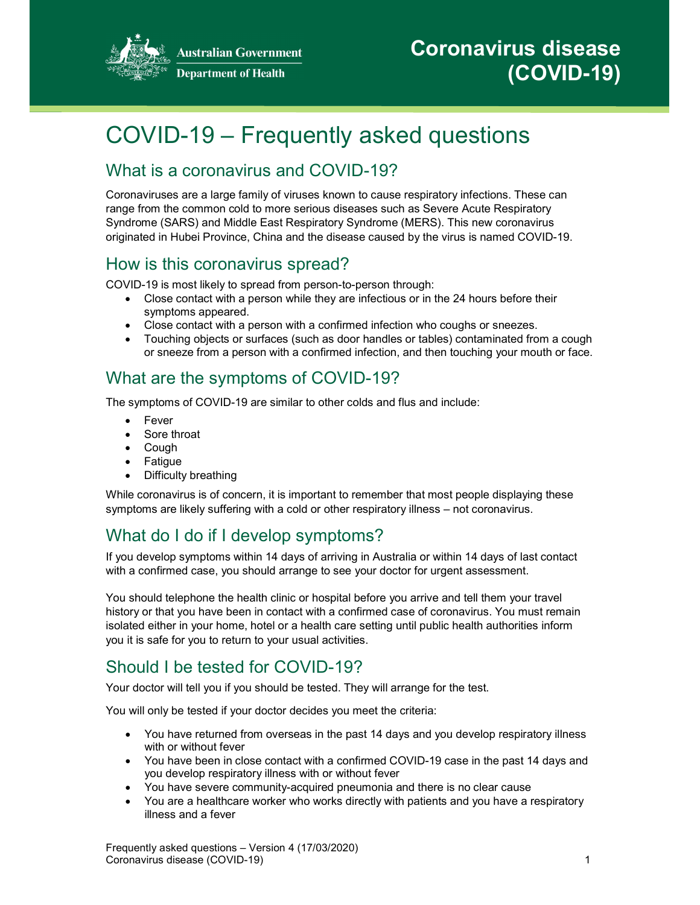Australian Government
Department of Health

Coronavirus disease (COVID-19)

# COVID-19 – Frequently asked questions

## What is a coronavirus and COVID-19?

Coronaviruses are a large family of viruses known to cause respiratory infections. These can range from the common cold to more serious diseases such as Severe Acute Respiratory Syndrome (SARS) and Middle East Respiratory Syndrome (MERS). This new coronavirus originated in Hubei Province, China and the disease caused by the virus is named COVID-19.

## How is this coronavirus spread?

COVID-19 is most likely to spread from person-to-person through:

- Close contact with a person while they are infectious or in the 24 hours before their symptoms appeared.
- Close contact with a person with a confirmed infection who coughs or sneezes.
- Touching objects or surfaces (such as door handles or tables) contaminated from a cough or sneeze from a person with a confirmed infection, and then touching your mouth or face.

## What are the symptoms of COVID-19?

The symptoms of COVID-19 are similar to other colds and flus and include:

- Fever
- Sore throat
- Cough
- Fatigue
- Difficulty breathing

While coronavirus is of concern, it is important to remember that most people displaying these symptoms are likely suffering with a cold or other respiratory illness – not coronavirus.

## What do I do if I develop symptoms?

If you develop symptoms within 14 days of arriving in Australia or within 14 days of last contact with a confirmed case, you should arrange to see your doctor for urgent assessment.

You should telephone the health clinic or hospital before you arrive and tell them your travel history or that you have been in contact with a confirmed case of coronavirus. You must remain isolated either in your home, hotel or a health care setting until public health authorities inform you it is safe for you to return to your usual activities.

## Should I be tested for COVID-19?

Your doctor will tell you if you should be tested. They will arrange for the test.

You will only be tested if your doctor decides you meet the criteria:

- You have returned from overseas in the past 14 days and you develop respiratory illness with or without fever
- You have been in close contact with a confirmed COVID-19 case in the past 14 days and you develop respiratory illness with or without fever
- You have severe community-acquired pneumonia and there is no clear cause
- You are a healthcare worker who works directly with patients and you have a respiratory illness and a fever

Frequently asked questions – Version 4 (17/03/2020)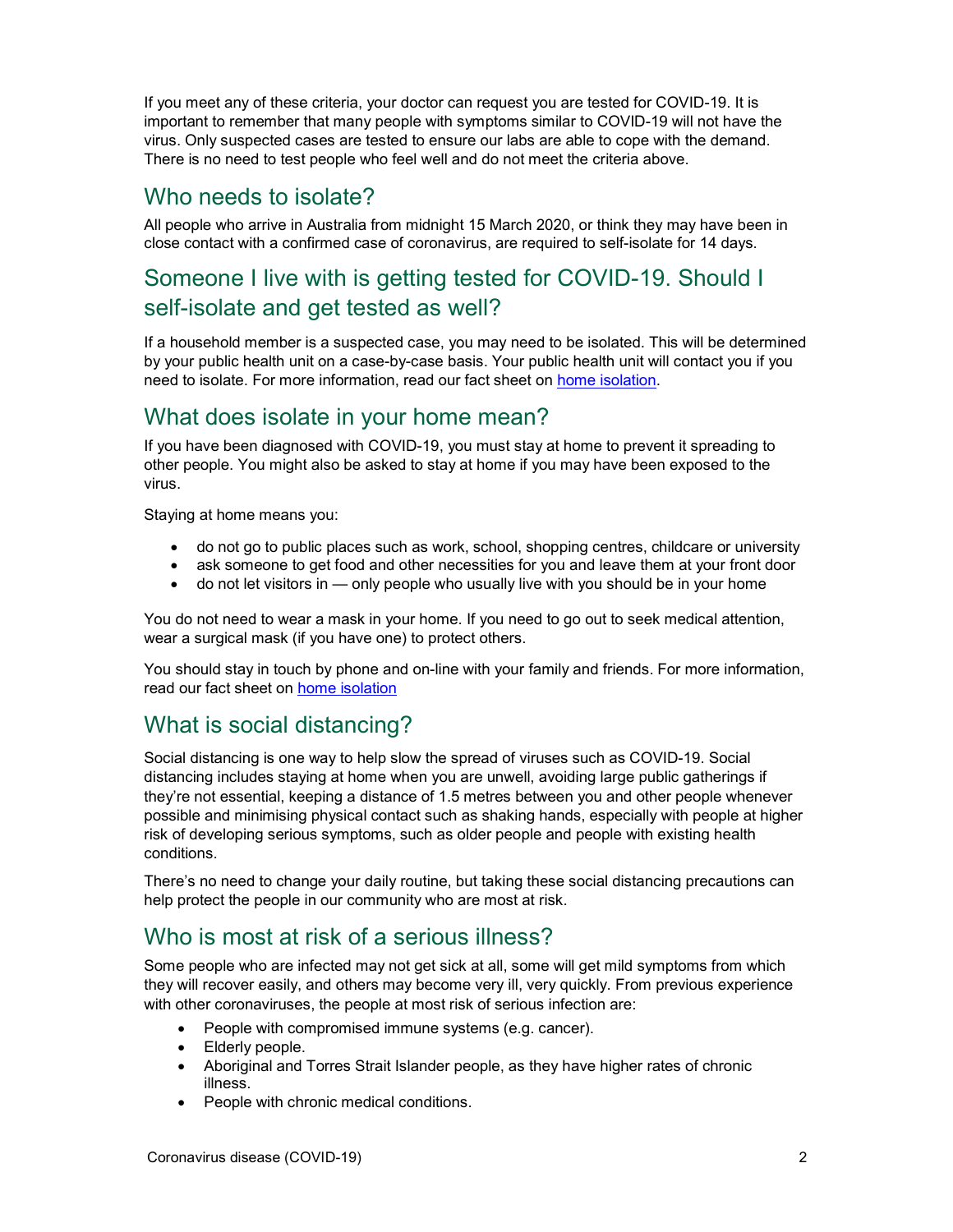If you meet any of these criteria, your doctor can request you are tested for COVID-19. It is important to remember that many people with symptoms similar to COVID-19 will not have the virus. Only suspected cases are tested to ensure our labs are able to cope with the demand. There is no need to test people who feel well and do not meet the criteria above.

## Who needs to isolate?

All people who arrive in Australia from midnight 15 March 2020, or think they may have been in close contact with a confirmed case of coronavirus, are required to self-isolate for 14 days.

## Someone I live with is getting tested for COVID-19. Should I self-isolate and get tested as well?

If a household member is a suspected case, you may need to be isolated. This will be determined by your public health unit on a case-by-case basis. Your public health unit will contact you if you need to isolate. For more information, read our fact sheet on home isolation.

## What does isolate in your home mean?

If you have been diagnosed with COVID-19, you must stay at home to prevent it spreading to other people. You might also be asked to stay at home if you may have been exposed to the virus.

Staying at home means you:

- do not go to public places such as work, school, shopping centres, childcare or university
- ask someone to get food and other necessities for you and leave them at your front door
- do not let visitors in — only people who usually live with you should be in your home

You do not need to wear a mask in your home. If you need to go out to seek medical attention, wear a surgical mask (if you have one) to protect others.

You should stay in touch by phone and on-line with your family and friends. For more information, read our fact sheet on home isolation

## What is social distancing?

Social distancing is one way to help slow the spread of viruses such as COVID-19. Social distancing includes staying at home when you are unwell, avoiding large public gatherings if they're not essential, keeping a distance of 1.5 metres between you and other people whenever possible and minimising physical contact such as shaking hands, especially with people at higher risk of developing serious symptoms, such as older people and people with existing health conditions.

There's no need to change your daily routine, but taking these social distancing precautions can help protect the people in our community who are most at risk.

## Who is most at risk of a serious illness?

Some people who are infected may not get sick at all, some will get mild symptoms from which they will recover easily, and others may become very ill, very quickly. From previous experience with other coronaviruses, the people at most risk of serious infection are:

- People with compromised immune systems (e.g. cancer).
- Elderly people.
- Aboriginal and Torres Strait Islander people, as they have higher rates of chronic illness.
- People with chronic medical conditions.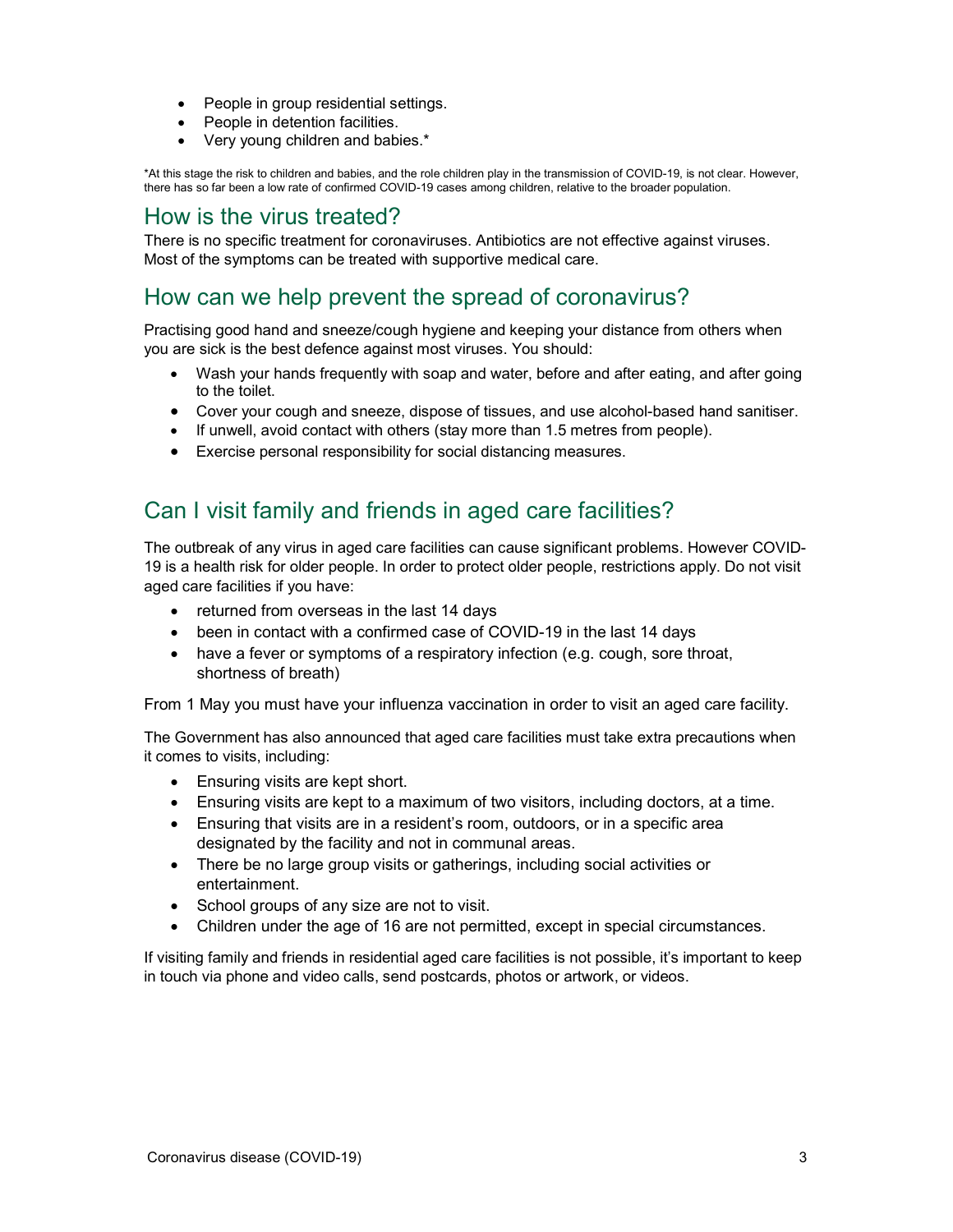- People in group residential settings.
- People in detention facilities.
- Very young children and babies.*

*At this stage the risk to children and babies, and the role children play in the transmission of COVID-19, is not clear. However, there has so far been a low rate of confirmed COVID-19 cases among children, relative to the broader population.

## How is the virus treated?

There is no specific treatment for coronaviruses. Antibiotics are not effective against viruses. Most of the symptoms can be treated with supportive medical care.

## How can we help prevent the spread of coronavirus?

Practising good hand and sneeze/cough hygiene and keeping your distance from others when you are sick is the best defence against most viruses. You should:

- Wash your hands frequently with soap and water, before and after eating, and after going to the toilet.
- Cover your cough and sneeze, dispose of tissues, and use alcohol-based hand sanitiser.
- If unwell, avoid contact with others (stay more than 1.5 metres from people).
- Exercise personal responsibility for social distancing measures.

## Can I visit family and friends in aged care facilities?

The outbreak of any virus in aged care facilities can cause significant problems. However COVID-19 is a health risk for older people. In order to protect older people, restrictions apply. Do not visit aged care facilities if you have:

- returned from overseas in the last 14 days
- been in contact with a confirmed case of COVID-19 in the last 14 days
- have a fever or symptoms of a respiratory infection (e.g. cough, sore throat, shortness of breath)

From 1 May you must have your influenza vaccination in order to visit an aged care facility.

The Government has also announced that aged care facilities must take extra precautions when it comes to visits, including:

- Ensuring visits are kept short.
- Ensuring visits are kept to a maximum of two visitors, including doctors, at a time.
- Ensuring that visits are in a resident's room, outdoors, or in a specific area designated by the facility and not in communal areas.
- There be no large group visits or gatherings, including social activities or entertainment.
- School groups of any size are not to visit.
- Children under the age of 16 are not permitted, except in special circumstances.

If visiting family and friends in residential aged care facilities is not possible, it's important to keep in touch via phone and video calls, send postcards, photos or artwork, or videos.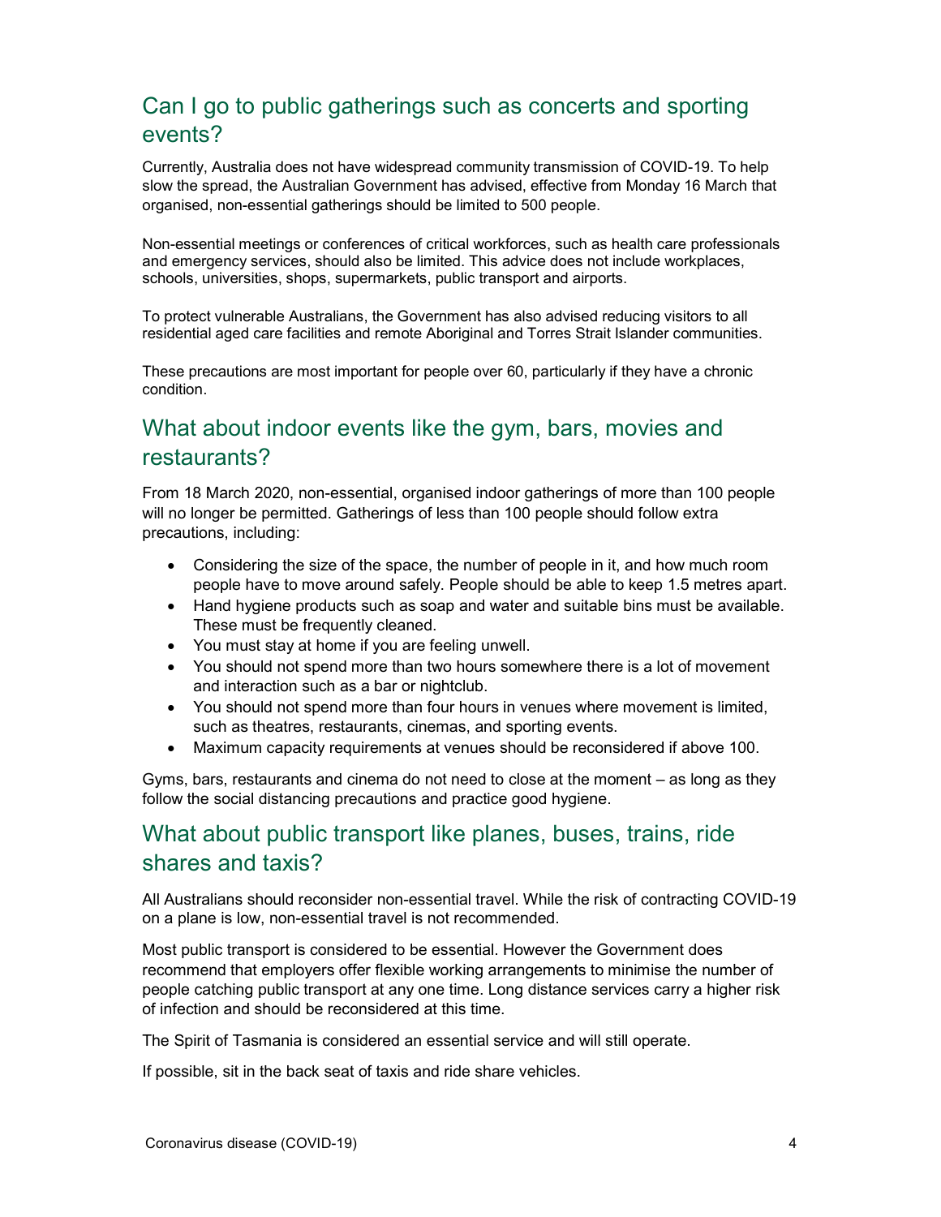## Can I go to public gatherings such as concerts and sporting events?

Currently, Australia does not have widespread community transmission of COVID-19. To help slow the spread, the Australian Government has advised, effective from Monday 16 March that organised, non-essential gatherings should be limited to 500 people.

Non-essential meetings or conferences of critical workforces, such as health care professionals and emergency services, should also be limited. This advice does not include workplaces, schools, universities, shops, supermarkets, public transport and airports.

To protect vulnerable Australians, the Government has also advised reducing visitors to all residential aged care facilities and remote Aboriginal and Torres Strait Islander communities.

These precautions are most important for people over 60, particularly if they have a chronic condition.

## What about indoor events like the gym, bars, movies and restaurants?

From 18 March 2020, non-essential, organised indoor gatherings of more than 100 people will no longer be permitted. Gatherings of less than 100 people should follow extra precautions, including:

- Considering the size of the space, the number of people in it, and how much room people have to move around safely. People should be able to keep 1.5 metres apart.
- Hand hygiene products such as soap and water and suitable bins must be available. These must be frequently cleaned.
- You must stay at home if you are feeling unwell.
- You should not spend more than two hours somewhere there is a lot of movement and interaction such as a bar or nightclub.
- You should not spend more than four hours in venues where movement is limited, such as theatres, restaurants, cinemas, and sporting events.
- Maximum capacity requirements at venues should be reconsidered if above 100.

Gyms, bars, restaurants and cinema do not need to close at the moment – as long as they follow the social distancing precautions and practice good hygiene.

## What about public transport like planes, buses, trains, ride shares and taxis?

All Australians should reconsider non-essential travel. While the risk of contracting COVID-19 on a plane is low, non-essential travel is not recommended.

Most public transport is considered to be essential. However the Government does recommend that employers offer flexible working arrangements to minimise the number of people catching public transport at any one time. Long distance services carry a higher risk of infection and should be reconsidered at this time.

The Spirit of Tasmania is considered an essential service and will still operate.

If possible, sit in the back seat of taxis and ride share vehicles.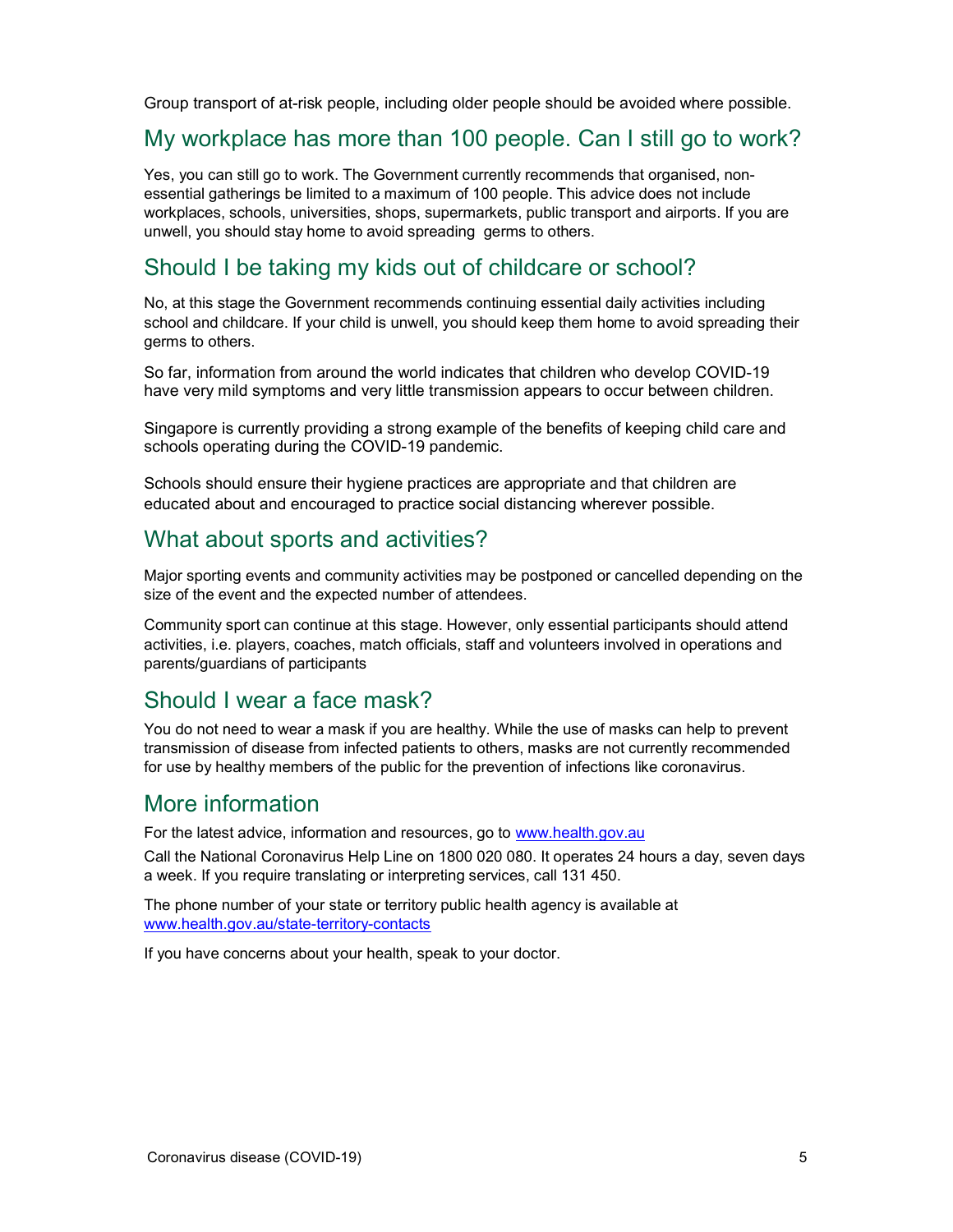Group transport of at-risk people, including older people should be avoided where possible.

## My workplace has more than 100 people. Can I still go to work?

Yes, you can still go to work. The Government currently recommends that organised, non-essential gatherings be limited to a maximum of 100 people. This advice does not include workplaces, schools, universities, shops, supermarkets, public transport and airports. If you are unwell, you should stay home to avoid spreading germs to others.

## Should I be taking my kids out of childcare or school?

No, at this stage the Government recommends continuing essential daily activities including school and childcare. If your child is unwell, you should keep them home to avoid spreading their germs to others.

So far, information from around the world indicates that children who develop COVID-19 have very mild symptoms and very little transmission appears to occur between children.

Singapore is currently providing a strong example of the benefits of keeping child care and schools operating during the COVID-19 pandemic.

Schools should ensure their hygiene practices are appropriate and that children are educated about and encouraged to practice social distancing wherever possible.

## What about sports and activities?

Major sporting events and community activities may be postponed or cancelled depending on the size of the event and the expected number of attendees.

Community sport can continue at this stage. However, only essential participants should attend activities, i.e. players, coaches, match officials, staff and volunteers involved in operations and parents/guardians of participants

## Should I wear a face mask?

You do not need to wear a mask if you are healthy. While the use of masks can help to prevent transmission of disease from infected patients to others, masks are not currently recommended for use by healthy members of the public for the prevention of infections like coronavirus.

## More information

For the latest advice, information and resources, go to [www.health.gov.au](www.health.gov.au)

Call the National Coronavirus Help Line on 1800 020 080. It operates 24 hours a day, seven days a week. If you require translating or interpreting services, call 131 450.

The phone number of your state or territory public health agency is available at [www.health.gov.au/state-territory-contacts](www.health.gov.au/state-territory-contacts)

If you have concerns about your health, speak to your doctor.